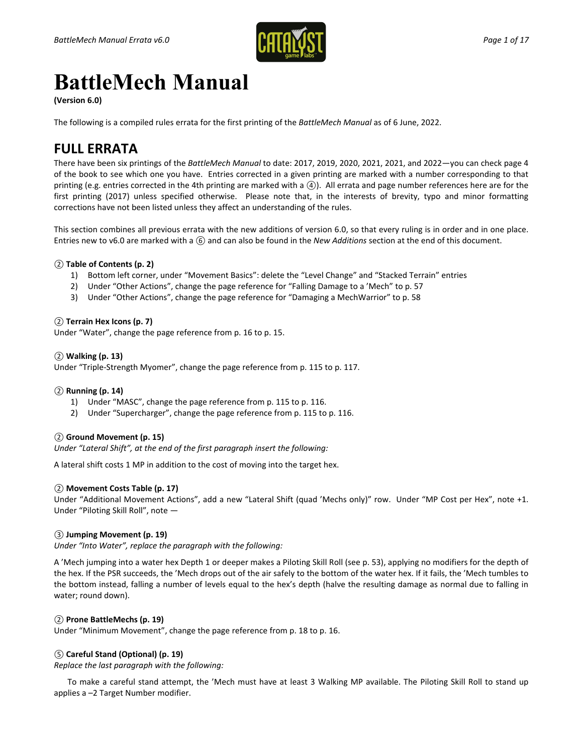# BattleMech Manual

**(Version 6.0)**

The following is a compiled rules errata for the first printing of the *BattleMech Manual* as of 6 June, 2022.

## FULL ERRATA

There have been six printings of the *BattleMech Manual* to date: 2017, 2019, 2020, 2021, 2021, and 2022—you can check page 4 of the book to see which one you have. Entries corrected in a given printing are marked with a number corresponding to that printing (e.g. entries corrected in the 4th printing are marked with a ④). All errata and page number references here are for the first printing (2017) unless specified otherwise. Please note that, in the interests of brevity, typo and minor formatting corrections have not been listed unless they affect an understanding of the rules.

This section combines all previous errata with the new additions of version 6.0, so that every ruling is in order and in one place. Entries new to v6.0 are marked with a ⑥ and can also be found in the *New Additions* section at the end of this document.

**② Table of Contents (p. 2)**

1) Bottom left corner, under “Movement Basics”: delete the “Level Change” and “Stacked Terrain” entries
2) Under “Other Actions”, change the page reference for “Falling Damage to a ’Mech” to p. 57
3) Under “Other Actions”, change the page reference for “Damaging a MechWarrior” to p. 58

**② Terrain Hex Icons (p. 7)**

Under “Water”, change the page reference from p. 16 to p. 15.

**② Walking (p. 13)**

Under “Triple-Strength Myomer”, change the page reference from p. 115 to p. 117.

**② Running (p. 14)**

1) Under “MASC”, change the page reference from p. 115 to p. 116.
2) Under “Supercharger”, change the page reference from p. 115 to p. 116.

**② Ground Movement (p. 15)**

*Under “Lateral Shift”, at the end of the first paragraph insert the following:*

A lateral shift costs 1 MP in addition to the cost of moving into the target hex.

**② Movement Costs Table (p. 17)**

Under “Additional Movement Actions”, add a new “Lateral Shift (quad ’Mechs only)” row. Under “MP Cost per Hex”, note +1. Under “Piloting Skill Roll”, note —

**③ Jumping Movement (p. 19)**

*Under “Into Water”, replace the paragraph with the following:*

A ’Mech jumping into a water hex Depth 1 or deeper makes a Piloting Skill Roll (see p. 53), applying no modifiers for the depth of the hex. If the PSR succeeds, the ’Mech drops out of the air safely to the bottom of the water hex. If it fails, the ’Mech tumbles to the bottom instead, falling a number of levels equal to the hex’s depth (halve the resulting damage as normal due to falling in water; round down).

**② Prone BattleMechs (p. 19)**

Under “Minimum Movement”, change the page reference from p. 18 to p. 16.

**⑤ Careful Stand (Optional) (p. 19)**

*Replace the last paragraph with the following:*

To make a careful stand attempt, the ’Mech must have at least 3 Walking MP available. The Piloting Skill Roll to stand up applies a –2 Target Number modifier.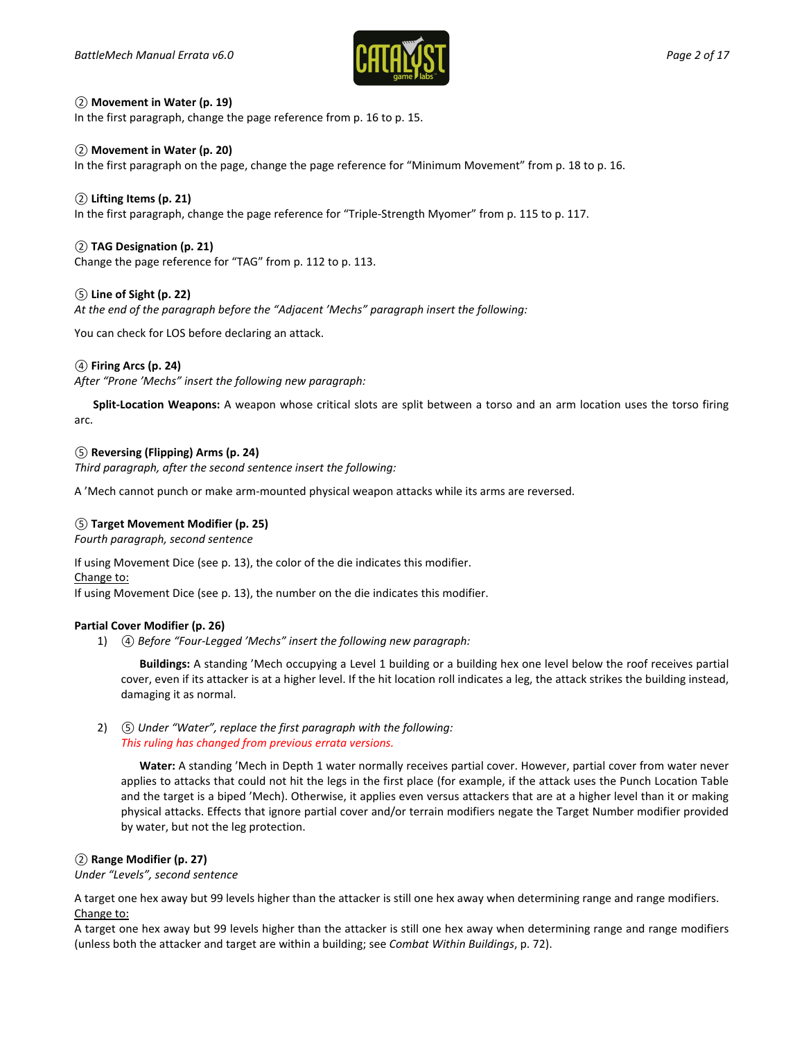**② Movement in Water (p. 19)**
In the first paragraph, change the page reference from p. 16 to p. 15.

**② Movement in Water (p. 20)**
In the first paragraph on the page, change the page reference for "Minimum Movement" from p. 18 to p. 16.

**② Lifting Items (p. 21)**
In the first paragraph, change the page reference for "Triple-Strength Myomer" from p. 115 to p. 117.

**② TAG Designation (p. 21)**
Change the page reference for "TAG" from p. 112 to p. 113.

**⑤ Line of Sight (p. 22)**
*At the end of the paragraph before the "Adjacent 'Mechs" paragraph insert the following:*

You can check for LOS before declaring an attack.

**④ Firing Arcs (p. 24)**
*After "Prone 'Mechs" insert the following new paragraph:*

**Split-Location Weapons:** A weapon whose critical slots are split between a torso and an arm location uses the torso firing arc.

**⑤ Reversing (Flipping) Arms (p. 24)**
*Third paragraph, after the second sentence insert the following:*

A 'Mech cannot punch or make arm-mounted physical weapon attacks while its arms are reversed.

**⑤ Target Movement Modifier (p. 25)**
*Fourth paragraph, second sentence*

If using Movement Dice (see p. 13), the color of the die indicates this modifier.
<u>Change to:</u>
If using Movement Dice (see p. 13), the number on the die indicates this modifier.

**Partial Cover Modifier (p. 26)**

1) ④ *Before "Four-Legged 'Mechs" insert the following new paragraph:*

   **Buildings:** A standing 'Mech occupying a Level 1 building or a building hex one level below the roof receives partial cover, even if its attacker is at a higher level. If the hit location roll indicates a leg, the attack strikes the building instead, damaging it as normal.

2) ⑤ *Under "Water", replace the first paragraph with the following:*
   *This ruling has changed from previous errata versions.*

   **Water:** A standing 'Mech in Depth 1 water normally receives partial cover. However, partial cover from water never applies to attacks that could not hit the legs in the first place (for example, if the attack uses the Punch Location Table and the target is a biped 'Mech). Otherwise, it applies even versus attackers that are at a higher level than it or making physical attacks. Effects that ignore partial cover and/or terrain modifiers negate the Target Number modifier provided by water, but not the leg protection.

**② Range Modifier (p. 27)**
*Under "Levels", second sentence*

A target one hex away but 99 levels higher than the attacker is still one hex away when determining range and range modifiers.
<u>Change to:</u>
A target one hex away but 99 levels higher than the attacker is still one hex away when determining range and range modifiers (unless both the attacker and target are within a building; see *Combat Within Buildings*, p. 72).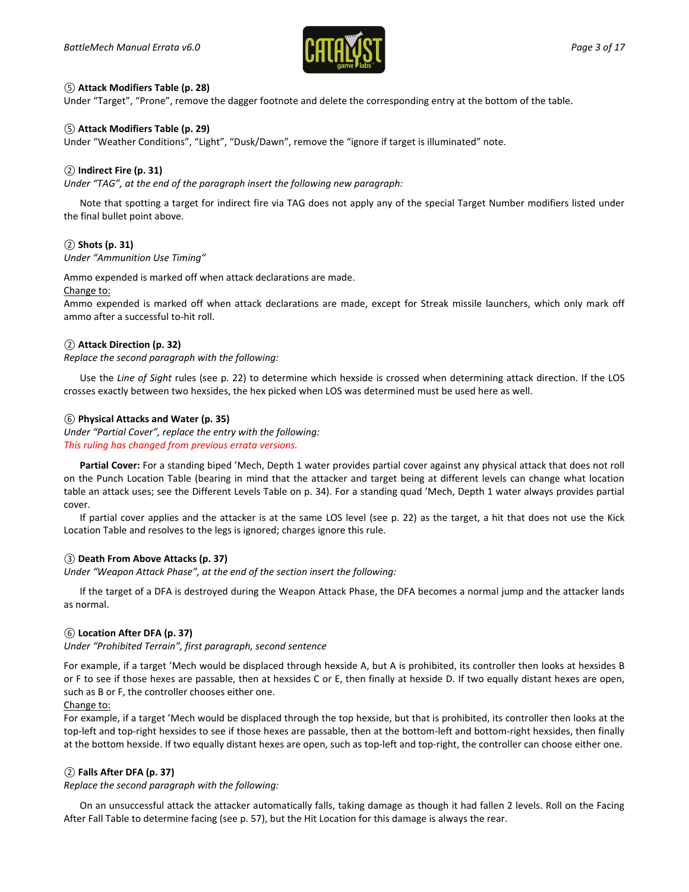### ⑤ Attack Modifiers Table (p. 28)

Under "Target", "Prone", remove the dagger footnote and delete the corresponding entry at the bottom of the table.

### ⑤ Attack Modifiers Table (p. 29)

Under "Weather Conditions", "Light", "Dusk/Dawn", remove the "ignore if target is illuminated" note.

### ② Indirect Fire (p. 31)

*Under "TAG", at the end of the paragraph insert the following new paragraph:*

Note that spotting a target for indirect fire via TAG does not apply any of the special Target Number modifiers listed under the final bullet point above.

### ② Shots (p. 31)

*Under "Ammunition Use Timing"*

Ammo expended is marked off when attack declarations are made.

Change to:

Ammo expended is marked off when attack declarations are made, except for Streak missile launchers, which only mark off ammo after a successful to-hit roll.

### ② Attack Direction (p. 32)

*Replace the second paragraph with the following:*

Use the *Line of Sight* rules (see p. 22) to determine which hexside is crossed when determining attack direction. If the LOS crosses exactly between two hexsides, the hex picked when LOS was determined must be used here as well.

### ⑥ Physical Attacks and Water (p. 35)

*Under "Partial Cover", replace the entry with the following:*

*This ruling has changed from previous errata versions.*

**Partial Cover:** For a standing biped 'Mech, Depth 1 water provides partial cover against any physical attack that does not roll on the Punch Location Table (bearing in mind that the attacker and target being at different levels can change what location table an attack uses; see the Different Levels Table on p. 34). For a standing quad 'Mech, Depth 1 water always provides partial cover.

If partial cover applies and the attacker is at the same LOS level (see p. 22) as the target, a hit that does not use the Kick Location Table and resolves to the legs is ignored; charges ignore this rule.

### ③ Death From Above Attacks (p. 37)

*Under "Weapon Attack Phase", at the end of the section insert the following:*

If the target of a DFA is destroyed during the Weapon Attack Phase, the DFA becomes a normal jump and the attacker lands as normal.

### ⑥ Location After DFA (p. 37)

*Under "Prohibited Terrain", first paragraph, second sentence*

For example, if a target 'Mech would be displaced through hexside A, but A is prohibited, its controller then looks at hexsides B or F to see if those hexes are passable, then at hexsides C or E, then finally at hexside D. If two equally distant hexes are open, such as B or F, the controller chooses either one.

Change to:

For example, if a target 'Mech would be displaced through the top hexside, but that is prohibited, its controller then looks at the top-left and top-right hexsides to see if those hexes are passable, then at the bottom-left and bottom-right hexsides, then finally at the bottom hexside. If two equally distant hexes are open, such as top-left and top-right, the controller can choose either one.

### ② Falls After DFA (p. 37)

*Replace the second paragraph with the following:*

On an unsuccessful attack the attacker automatically falls, taking damage as though it had fallen 2 levels. Roll on the Facing After Fall Table to determine facing (see p. 57), but the Hit Location for this damage is always the rear.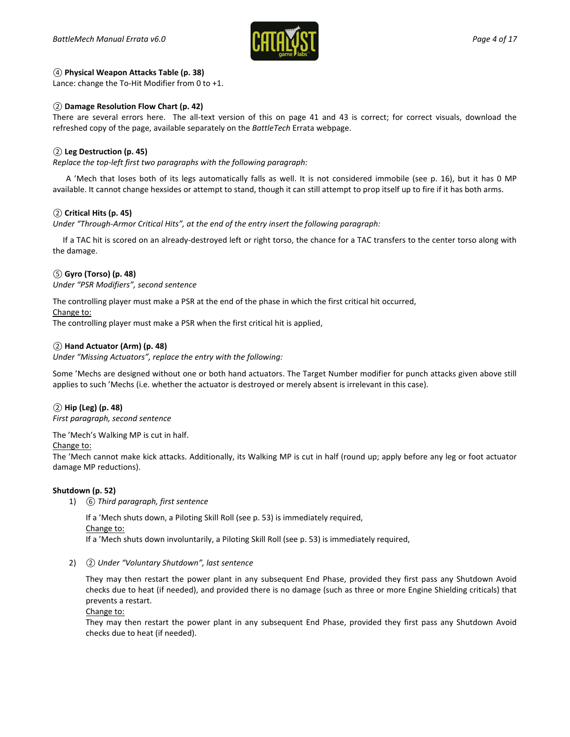④ **Physical Weapon Attacks Table (p. 38)**
Lance: change the To-Hit Modifier from 0 to +1.

② **Damage Resolution Flow Chart (p. 42)**
There are several errors here. The all-text version of this on page 41 and 43 is correct; for correct visuals, download the refreshed copy of the page, available separately on the *BattleTech* Errata webpage.

② **Leg Destruction (p. 45)**
*Replace the top-left first two paragraphs with the following paragraph:*

A 'Mech that loses both of its legs automatically falls as well. It is not considered immobile (see p. 16), but it has 0 MP available. It cannot change hexsides or attempt to stand, though it can still attempt to prop itself up to fire if it has both arms.

② **Critical Hits (p. 45)**
*Under "Through-Armor Critical Hits", at the end of the entry insert the following paragraph:*

If a TAC hit is scored on an already-destroyed left or right torso, the chance for a TAC transfers to the center torso along with the damage.

⑤ **Gyro (Torso) (p. 48)**
*Under "PSR Modifiers", second sentence*

The controlling player must make a PSR at the end of the phase in which the first critical hit occurred,
Change to:
The controlling player must make a PSR when the first critical hit is applied,

② **Hand Actuator (Arm) (p. 48)**
*Under "Missing Actuators", replace the entry with the following:*

Some 'Mechs are designed without one or both hand actuators. The Target Number modifier for punch attacks given above still applies to such 'Mechs (i.e. whether the actuator is destroyed or merely absent is irrelevant in this case).

② **Hip (Leg) (p. 48)**
*First paragraph, second sentence*

The 'Mech's Walking MP is cut in half.
Change to:
The 'Mech cannot make kick attacks. Additionally, its Walking MP is cut in half (round up; apply before any leg or foot actuator damage MP reductions).

**Shutdown (p. 52)**

1) ⑥ *Third paragraph, first sentence*

   If a 'Mech shuts down, a Piloting Skill Roll (see p. 53) is immediately required,
   Change to:
   If a 'Mech shuts down involuntarily, a Piloting Skill Roll (see p. 53) is immediately required,

2) ② *Under "Voluntary Shutdown", last sentence*

   They may then restart the power plant in any subsequent End Phase, provided they first pass any Shutdown Avoid checks due to heat (if needed), and provided there is no damage (such as three or more Engine Shielding criticals) that prevents a restart.
   Change to:
   They may then restart the power plant in any subsequent End Phase, provided they first pass any Shutdown Avoid checks due to heat (if needed).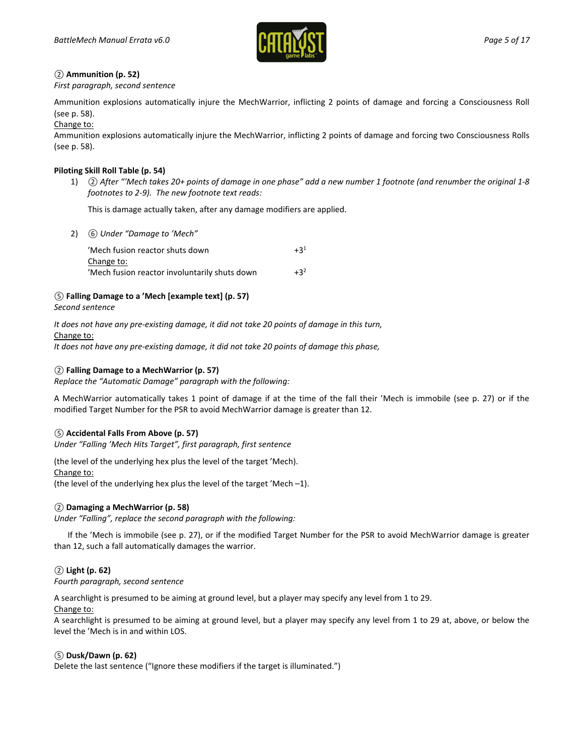### ② Ammunition (p. 52)

*First paragraph, second sentence*

Ammunition explosions automatically injure the MechWarrior, inflicting 2 points of damage and forcing a Consciousness Roll (see p. 58).

Change to:

Ammunition explosions automatically injure the MechWarrior, inflicting 2 points of damage and forcing two Consciousness Rolls (see p. 58).

### Piloting Skill Roll Table (p. 54)

1) ② *After "'Mech takes 20+ points of damage in one phase" add a new number 1 footnote (and renumber the original 1-8 footnotes to 2-9). The new footnote text reads:*

   This is damage actually taken, after any damage modifiers are applied.

2) ⑥ *Under "Damage to 'Mech"*

   'Mech fusion reactor shuts down +3[1]

   Change to:

   'Mech fusion reactor involuntarily shuts down +3[2]

### ⑤ Falling Damage to a 'Mech [example text] (p. 57)

*Second sentence*

*It does not have any pre-existing damage, it did not take 20 points of damage in this turn,*

Change to:

*It does not have any pre-existing damage, it did not take 20 points of damage this phase,*

### ② Falling Damage to a MechWarrior (p. 57)

*Replace the "Automatic Damage" paragraph with the following:*

A MechWarrior automatically takes 1 point of damage if at the time of the fall their 'Mech is immobile (see p. 27) or if the modified Target Number for the PSR to avoid MechWarrior damage is greater than 12.

### ⑤ Accidental Falls From Above (p. 57)

*Under "Falling 'Mech Hits Target", first paragraph, first sentence*

(the level of the underlying hex plus the level of the target 'Mech).

Change to:

(the level of the underlying hex plus the level of the target 'Mech –1).

### ② Damaging a MechWarrior (p. 58)

*Under "Falling", replace the second paragraph with the following:*

If the 'Mech is immobile (see p. 27), or if the modified Target Number for the PSR to avoid MechWarrior damage is greater than 12, such a fall automatically damages the warrior.

### ② Light (p. 62)

*Fourth paragraph, second sentence*

A searchlight is presumed to be aiming at ground level, but a player may specify any level from 1 to 29.

Change to:

A searchlight is presumed to be aiming at ground level, but a player may specify any level from 1 to 29 at, above, or below the level the 'Mech is in and within LOS.

### ⑤ Dusk/Dawn (p. 62)

Delete the last sentence ("Ignore these modifiers if the target is illuminated.")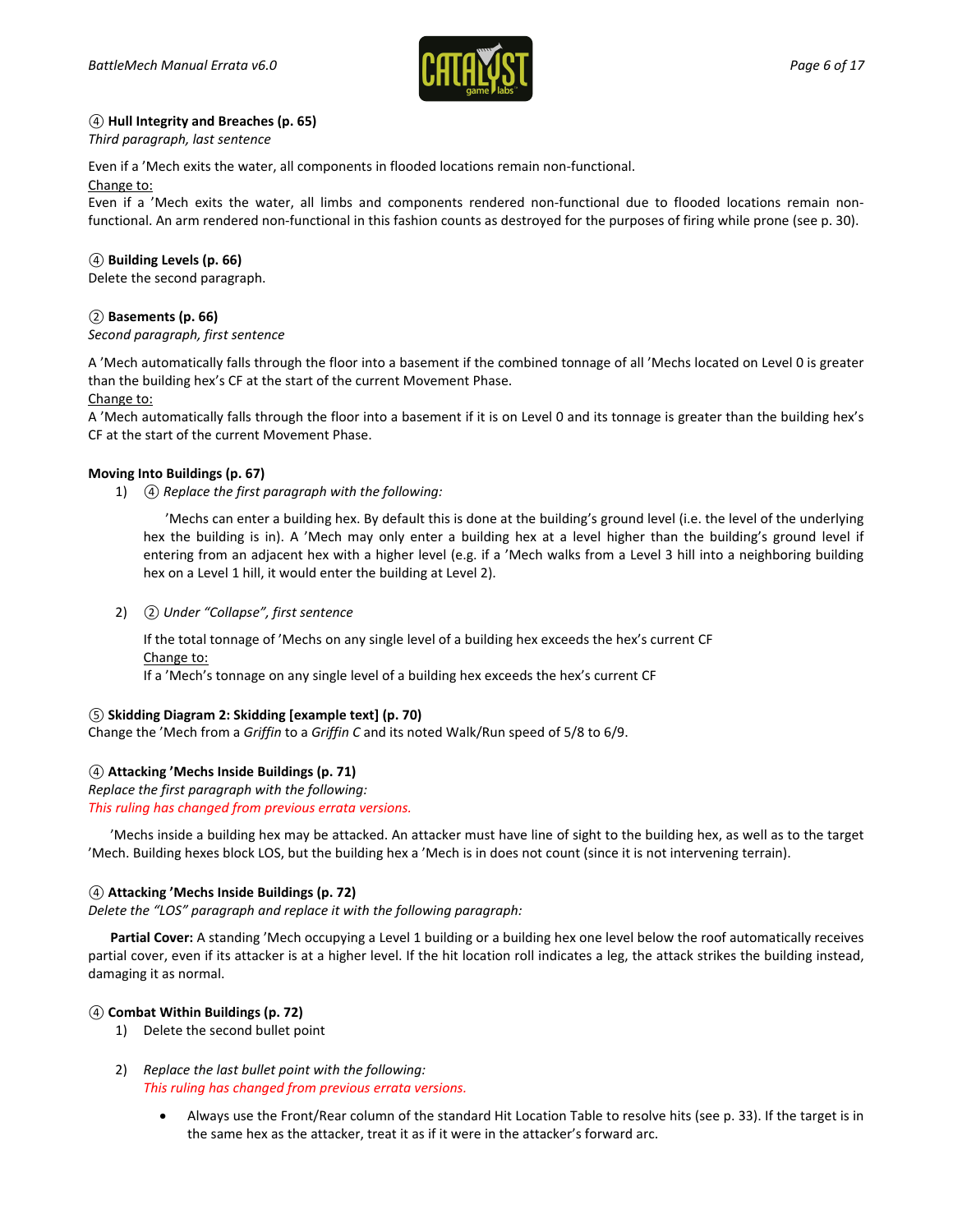④ **Hull Integrity and Breaches (p. 65)**
*Third paragraph, last sentence*

Even if a 'Mech exits the water, all components in flooded locations remain non-functional.
Change to:
Even if a 'Mech exits the water, all limbs and components rendered non-functional due to flooded locations remain non-functional. An arm rendered non-functional in this fashion counts as destroyed for the purposes of firing while prone (see p. 30).

④ **Building Levels (p. 66)**
Delete the second paragraph.

② **Basements (p. 66)**
*Second paragraph, first sentence*

A 'Mech automatically falls through the floor into a basement if the combined tonnage of all 'Mechs located on Level 0 is greater than the building hex's CF at the start of the current Movement Phase.
Change to:
A 'Mech automatically falls through the floor into a basement if it is on Level 0 and its tonnage is greater than the building hex's CF at the start of the current Movement Phase.

**Moving Into Buildings (p. 67)**

1) ④ *Replace the first paragraph with the following:*

   'Mechs can enter a building hex. By default this is done at the building's ground level (i.e. the level of the underlying hex the building is in). A 'Mech may only enter a building hex at a level higher than the building's ground level if entering from an adjacent hex with a higher level (e.g. if a 'Mech walks from a Level 3 hill into a neighboring building hex on a Level 1 hill, it would enter the building at Level 2).

2) ② *Under "Collapse", first sentence*

   If the total tonnage of 'Mechs on any single level of a building hex exceeds the hex's current CF
   Change to:
   If a 'Mech's tonnage on any single level of a building hex exceeds the hex's current CF

⑤ **Skidding Diagram 2: Skidding [example text] (p. 70)**
Change the 'Mech from a *Griffin* to a *Griffin C* and its noted Walk/Run speed of 5/8 to 6/9.

④ **Attacking 'Mechs Inside Buildings (p. 71)**
*Replace the first paragraph with the following:*
*This ruling has changed from previous errata versions.*

'Mechs inside a building hex may be attacked. An attacker must have line of sight to the building hex, as well as to the target 'Mech. Building hexes block LOS, but the building hex a 'Mech is in does not count (since it is not intervening terrain).

④ **Attacking 'Mechs Inside Buildings (p. 72)**
*Delete the "LOS" paragraph and replace it with the following paragraph:*

**Partial Cover:** A standing 'Mech occupying a Level 1 building or a building hex one level below the roof automatically receives partial cover, even if its attacker is at a higher level. If the hit location roll indicates a leg, the attack strikes the building instead, damaging it as normal.

④ **Combat Within Buildings (p. 72)**

1) Delete the second bullet point

2) *Replace the last bullet point with the following:*
   *This ruling has changed from previous errata versions.*

   - Always use the Front/Rear column of the standard Hit Location Table to resolve hits (see p. 33). If the target is in the same hex as the attacker, treat it as if it were in the attacker's forward arc.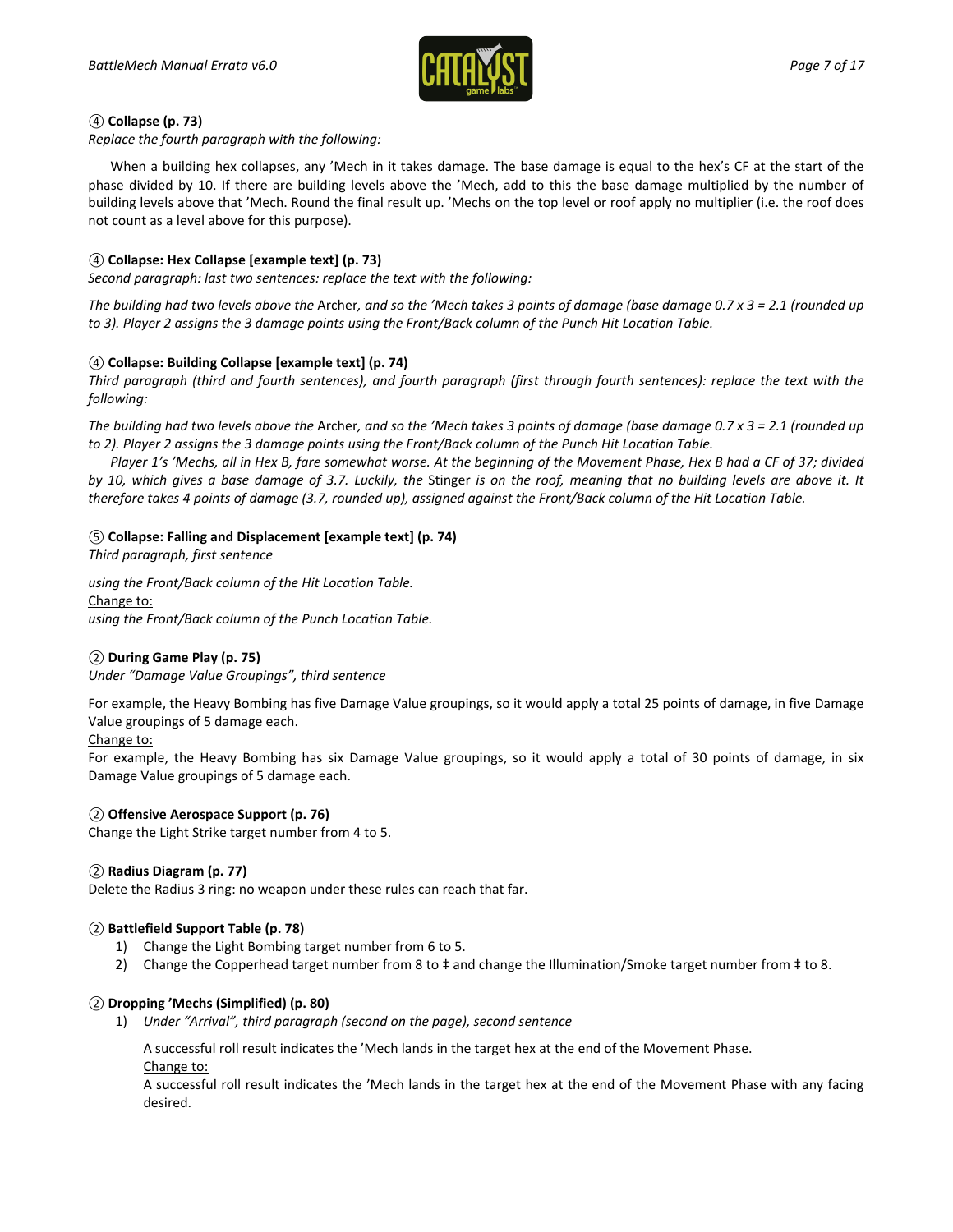### ④ Collapse (p. 73)

*Replace the fourth paragraph with the following:*

When a building hex collapses, any 'Mech in it takes damage. The base damage is equal to the hex's CF at the start of the phase divided by 10. If there are building levels above the 'Mech, add to this the base damage multiplied by the number of building levels above that 'Mech. Round the final result up. 'Mechs on the top level or roof apply no multiplier (i.e. the roof does not count as a level above for this purpose).

### ④ Collapse: Hex Collapse [example text] (p. 73)

*Second paragraph: last two sentences: replace the text with the following:*

*The building had two levels above the* Archer*, and so the 'Mech takes 3 points of damage (base damage 0.7 x 3 = 2.1 (rounded up to 3). Player 2 assigns the 3 damage points using the Front/Back column of the Punch Hit Location Table.*

### ④ Collapse: Building Collapse [example text] (p. 74)

*Third paragraph (third and fourth sentences), and fourth paragraph (first through fourth sentences): replace the text with the following:*

*The building had two levels above the* Archer*, and so the 'Mech takes 3 points of damage (base damage 0.7 x 3 = 2.1 (rounded up to 2). Player 2 assigns the 3 damage points using the Front/Back column of the Punch Hit Location Table.*

*Player 1's 'Mechs, all in Hex B, fare somewhat worse. At the beginning of the Movement Phase, Hex B had a CF of 37; divided by 10, which gives a base damage of 3.7. Luckily, the* Stinger *is on the roof, meaning that no building levels are above it. It therefore takes 4 points of damage (3.7, rounded up), assigned against the Front/Back column of the Hit Location Table.*

### ⑤ Collapse: Falling and Displacement [example text] (p. 74)

*Third paragraph, first sentence*

*using the Front/Back column of the Hit Location Table.*

Change to:

*using the Front/Back column of the Punch Location Table.*

### ② During Game Play (p. 75)

*Under "Damage Value Groupings", third sentence*

For example, the Heavy Bombing has five Damage Value groupings, so it would apply a total 25 points of damage, in five Damage Value groupings of 5 damage each.

Change to:

For example, the Heavy Bombing has six Damage Value groupings, so it would apply a total of 30 points of damage, in six Damage Value groupings of 5 damage each.

### ② Offensive Aerospace Support (p. 76)

Change the Light Strike target number from 4 to 5.

### ② Radius Diagram (p. 77)

Delete the Radius 3 ring: no weapon under these rules can reach that far.

### ② Battlefield Support Table (p. 78)

1) Change the Light Bombing target number from 6 to 5.
2) Change the Copperhead target number from 8 to ‡ and change the Illumination/Smoke target number from ‡ to 8.

### ② Dropping 'Mechs (Simplified) (p. 80)

1) *Under "Arrival", third paragraph (second on the page), second sentence*

   A successful roll result indicates the 'Mech lands in the target hex at the end of the Movement Phase.

   Change to:

   A successful roll result indicates the 'Mech lands in the target hex at the end of the Movement Phase with any facing desired.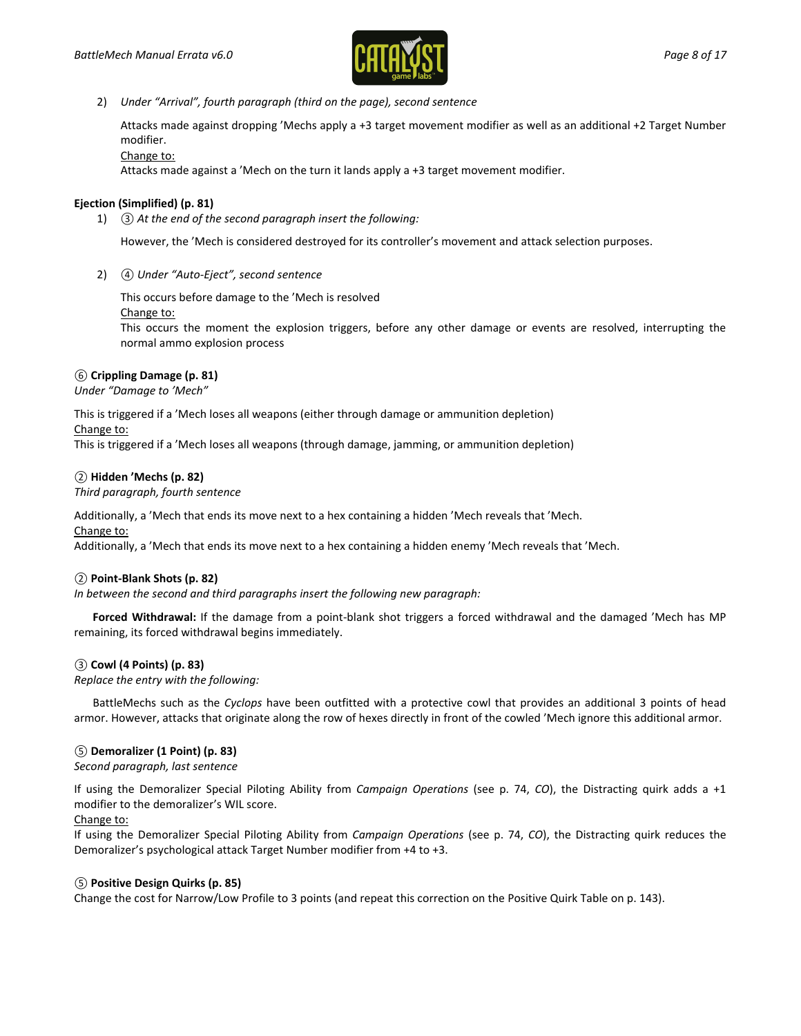2) *Under "Arrival", fourth paragraph (third on the page), second sentence*

   Attacks made against dropping 'Mechs apply a +3 target movement modifier as well as an additional +2 Target Number modifier.

   Change to:

   Attacks made against a 'Mech on the turn it lands apply a +3 target movement modifier.

**Ejection (Simplified) (p. 81)**

1) ③ *At the end of the second paragraph insert the following:*

   However, the 'Mech is considered destroyed for its controller's movement and attack selection purposes.

2) ④ *Under "Auto-Eject", second sentence*

   This occurs before damage to the 'Mech is resolved

   Change to:

   This occurs the moment the explosion triggers, before any other damage or events are resolved, interrupting the normal ammo explosion process

⑥ **Crippling Damage (p. 81)**

*Under "Damage to 'Mech"*

This is triggered if a 'Mech loses all weapons (either through damage or ammunition depletion)

Change to:

This is triggered if a 'Mech loses all weapons (through damage, jamming, or ammunition depletion)

② **Hidden 'Mechs (p. 82)**

*Third paragraph, fourth sentence*

Additionally, a 'Mech that ends its move next to a hex containing a hidden 'Mech reveals that 'Mech.

Change to:

Additionally, a 'Mech that ends its move next to a hex containing a hidden enemy 'Mech reveals that 'Mech.

② **Point-Blank Shots (p. 82)**

*In between the second and third paragraphs insert the following new paragraph:*

**Forced Withdrawal:** If the damage from a point-blank shot triggers a forced withdrawal and the damaged 'Mech has MP remaining, its forced withdrawal begins immediately.

③ **Cowl (4 Points) (p. 83)**

*Replace the entry with the following:*

BattleMechs such as the *Cyclops* have been outfitted with a protective cowl that provides an additional 3 points of head armor. However, attacks that originate along the row of hexes directly in front of the cowled 'Mech ignore this additional armor.

⑤ **Demoralizer (1 Point) (p. 83)**

*Second paragraph, last sentence*

If using the Demoralizer Special Piloting Ability from *Campaign Operations* (see p. 74, *CO*), the Distracting quirk adds a +1 modifier to the demoralizer's WIL score.

Change to:

If using the Demoralizer Special Piloting Ability from *Campaign Operations* (see p. 74, *CO*), the Distracting quirk reduces the Demoralizer's psychological attack Target Number modifier from +4 to +3.

⑤ **Positive Design Quirks (p. 85)**

Change the cost for Narrow/Low Profile to 3 points (and repeat this correction on the Positive Quirk Table on p. 143).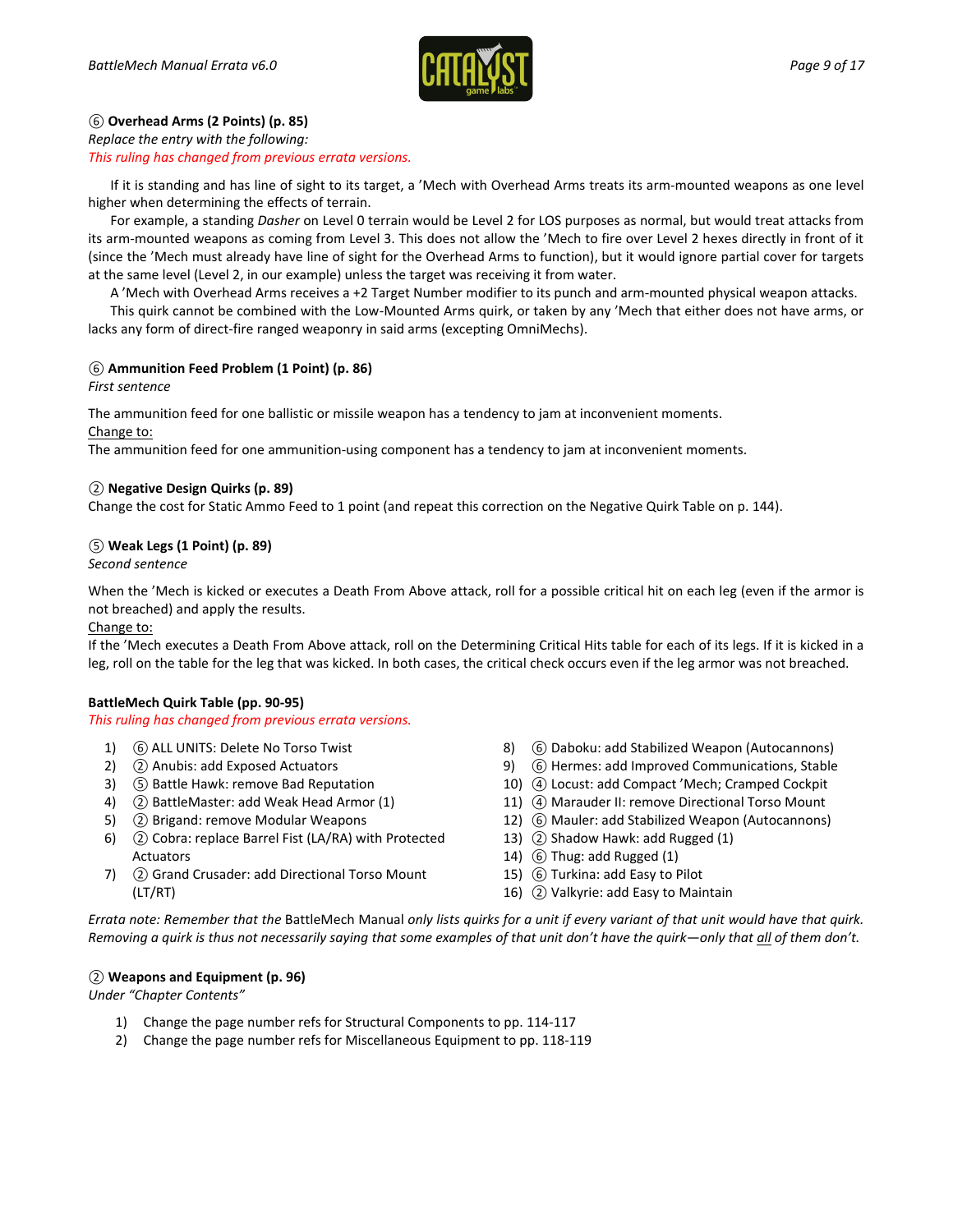**⑥ Overhead Arms (2 Points) (p. 85)**

*Replace the entry with the following:*

*This ruling has changed from previous errata versions.*

If it is standing and has line of sight to its target, a 'Mech with Overhead Arms treats its arm-mounted weapons as one level higher when determining the effects of terrain.

For example, a standing *Dasher* on Level 0 terrain would be Level 2 for LOS purposes as normal, but would treat attacks from its arm-mounted weapons as coming from Level 3. This does not allow the 'Mech to fire over Level 2 hexes directly in front of it (since the 'Mech must already have line of sight for the Overhead Arms to function), but it would ignore partial cover for targets at the same level (Level 2, in our example) unless the target was receiving it from water.

A 'Mech with Overhead Arms receives a +2 Target Number modifier to its punch and arm-mounted physical weapon attacks.

This quirk cannot be combined with the Low-Mounted Arms quirk, or taken by any 'Mech that either does not have arms, or lacks any form of direct-fire ranged weaponry in said arms (excepting OmniMechs).

**⑥ Ammunition Feed Problem (1 Point) (p. 86)**

*First sentence*

The ammunition feed for one ballistic or missile weapon has a tendency to jam at inconvenient moments.

<u>Change to:</u>

The ammunition feed for one ammunition-using component has a tendency to jam at inconvenient moments.

**② Negative Design Quirks (p. 89)**

Change the cost for Static Ammo Feed to 1 point (and repeat this correction on the Negative Quirk Table on p. 144).

**⑤ Weak Legs (1 Point) (p. 89)**

*Second sentence*

When the 'Mech is kicked or executes a Death From Above attack, roll for a possible critical hit on each leg (even if the armor is not breached) and apply the results.

<u>Change to:</u>

If the 'Mech executes a Death From Above attack, roll on the Determining Critical Hits table for each of its legs. If it is kicked in a leg, roll on the table for the leg that was kicked. In both cases, the critical check occurs even if the leg armor was not breached.

**BattleMech Quirk Table (pp. 90-95)**

*This ruling has changed from previous errata versions.*

1) ⑥ ALL UNITS: Delete No Torso Twist
2) ② Anubis: add Exposed Actuators
3) ⑤ Battle Hawk: remove Bad Reputation
4) ② BattleMaster: add Weak Head Armor (1)
5) ② Brigand: remove Modular Weapons
6) ② Cobra: replace Barrel Fist (LA/RA) with Protected Actuators
7) ② Grand Crusader: add Directional Torso Mount (LT/RT)
8) ⑥ Daboku: add Stabilized Weapon (Autocannons)
9) ⑥ Hermes: add Improved Communications, Stable
10) ④ Locust: add Compact 'Mech; Cramped Cockpit
11) ④ Marauder II: remove Directional Torso Mount
12) ⑥ Mauler: add Stabilized Weapon (Autocannons)
13) ② Shadow Hawk: add Rugged (1)
14) ⑥ Thug: add Rugged (1)
15) ⑥ Turkina: add Easy to Pilot
16) ② Valkyrie: add Easy to Maintain

*Errata note: Remember that the* BattleMech Manual *only lists quirks for a unit if every variant of that unit would have that quirk. Removing a quirk is thus not necessarily saying that some examples of that unit don't have the quirk—only that <u>all</u> of them don't.*

**② Weapons and Equipment (p. 96)**

*Under "Chapter Contents"*

1) Change the page number refs for Structural Components to pp. 114-117
2) Change the page number refs for Miscellaneous Equipment to pp. 118-119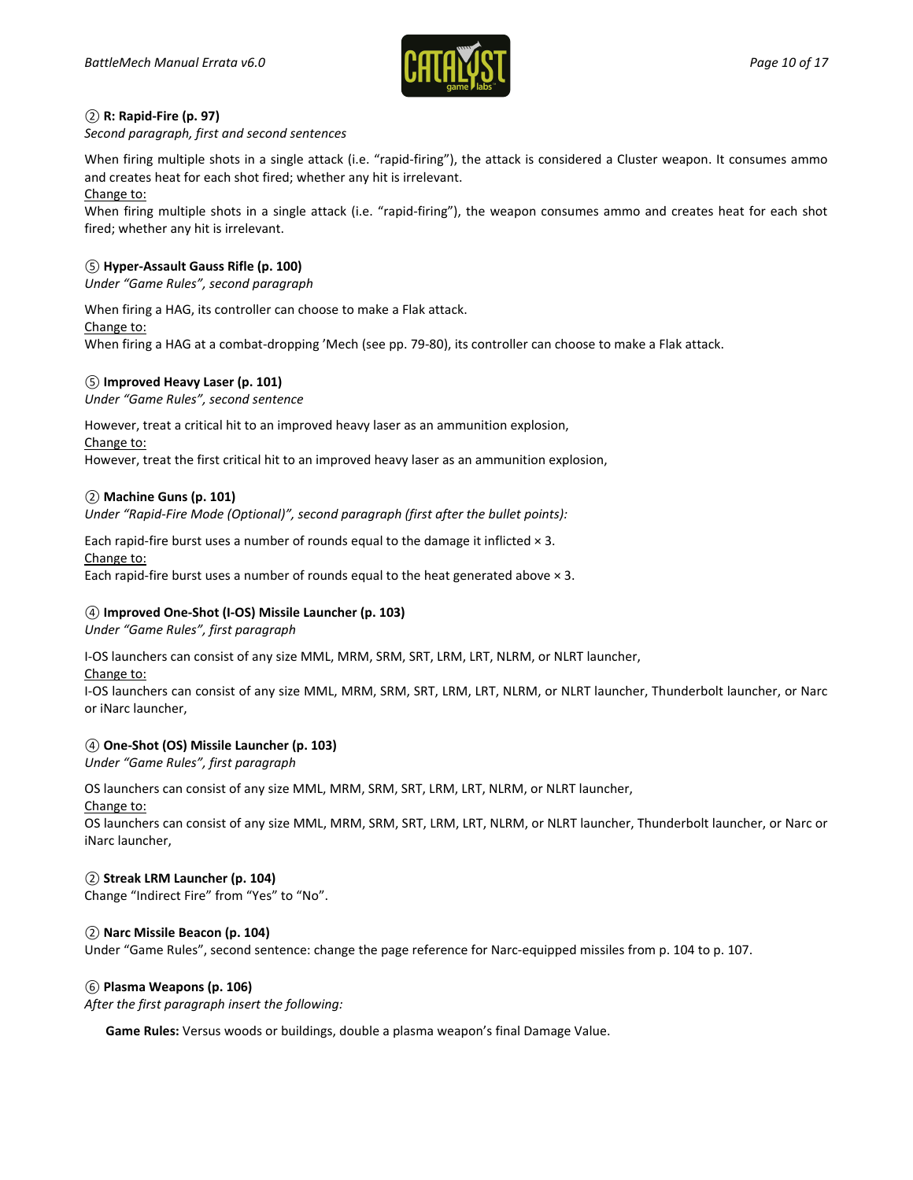**② R: Rapid-Fire (p. 97)**
*Second paragraph, first and second sentences*

When firing multiple shots in a single attack (i.e. "rapid-firing"), the attack is considered a Cluster weapon. It consumes ammo and creates heat for each shot fired; whether any hit is irrelevant.

Change to:

When firing multiple shots in a single attack (i.e. "rapid-firing"), the weapon consumes ammo and creates heat for each shot fired; whether any hit is irrelevant.

**⑤ Hyper-Assault Gauss Rifle (p. 100)**
*Under "Game Rules", second paragraph*

When firing a HAG, its controller can choose to make a Flak attack.

Change to:

When firing a HAG at a combat-dropping 'Mech (see pp. 79-80), its controller can choose to make a Flak attack.

**⑤ Improved Heavy Laser (p. 101)**
*Under "Game Rules", second sentence*

However, treat a critical hit to an improved heavy laser as an ammunition explosion,

Change to:

However, treat the first critical hit to an improved heavy laser as an ammunition explosion,

**② Machine Guns (p. 101)**
*Under "Rapid-Fire Mode (Optional)", second paragraph (first after the bullet points):*

Each rapid-fire burst uses a number of rounds equal to the damage it inflicted × 3.

Change to:

Each rapid-fire burst uses a number of rounds equal to the heat generated above × 3.

**④ Improved One-Shot (I-OS) Missile Launcher (p. 103)**
*Under "Game Rules", first paragraph*

I-OS launchers can consist of any size MML, MRM, SRM, SRT, LRM, LRT, NLRM, or NLRT launcher,

Change to:

I-OS launchers can consist of any size MML, MRM, SRM, SRT, LRM, LRT, NLRM, or NLRT launcher, Thunderbolt launcher, or Narc or iNarc launcher,

**④ One-Shot (OS) Missile Launcher (p. 103)**
*Under "Game Rules", first paragraph*

OS launchers can consist of any size MML, MRM, SRM, SRT, LRM, LRT, NLRM, or NLRT launcher,

Change to:

OS launchers can consist of any size MML, MRM, SRM, SRT, LRM, LRT, NLRM, or NLRT launcher, Thunderbolt launcher, or Narc or iNarc launcher,

**② Streak LRM Launcher (p. 104)**
Change "Indirect Fire" from "Yes" to "No".

**② Narc Missile Beacon (p. 104)**
Under "Game Rules", second sentence: change the page reference for Narc-equipped missiles from p. 104 to p. 107.

**⑥ Plasma Weapons (p. 106)**
*After the first paragraph insert the following:*

**Game Rules:** Versus woods or buildings, double a plasma weapon's final Damage Value.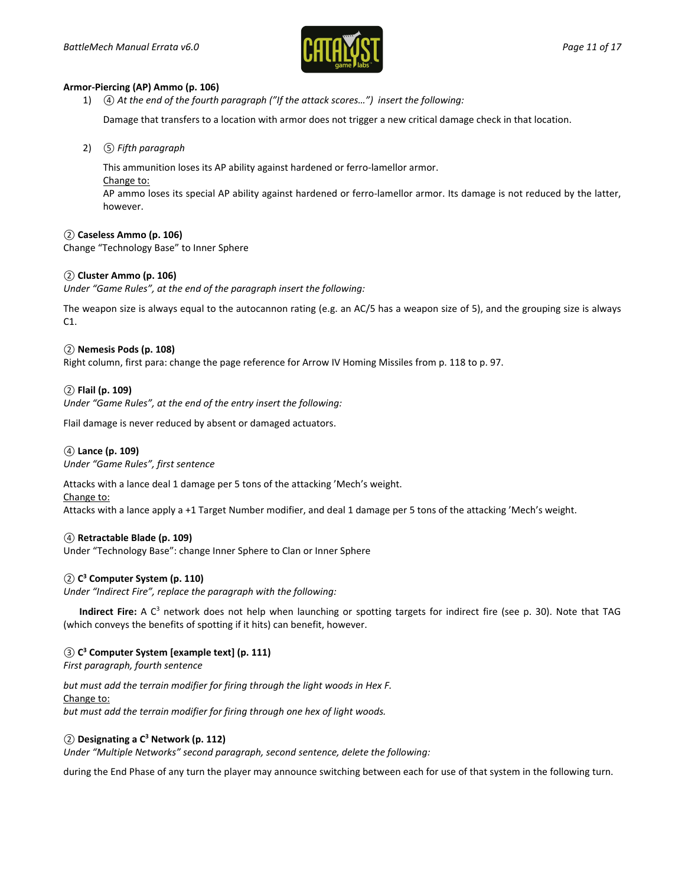**Armor-Piercing (AP) Ammo (p. 106)**

1) ④ *At the end of the fourth paragraph ("If the attack scores…") insert the following:*

   Damage that transfers to a location with armor does not trigger a new critical damage check in that location.

2) ⑤ *Fifth paragraph*

   This ammunition loses its AP ability against hardened or ferro-lamellor armor.
   Change to:
   AP ammo loses its special AP ability against hardened or ferro-lamellor armor. Its damage is not reduced by the latter, however.

② **Caseless Ammo (p. 106)**
Change "Technology Base" to Inner Sphere

② **Cluster Ammo (p. 106)**
*Under "Game Rules", at the end of the paragraph insert the following:*

The weapon size is always equal to the autocannon rating (e.g. an AC/5 has a weapon size of 5), and the grouping size is always C1.

② **Nemesis Pods (p. 108)**
Right column, first para: change the page reference for Arrow IV Homing Missiles from p. 118 to p. 97.

② **Flail (p. 109)**
*Under "Game Rules", at the end of the entry insert the following:*

Flail damage is never reduced by absent or damaged actuators.

④ **Lance (p. 109)**
*Under "Game Rules", first sentence*

Attacks with a lance deal 1 damage per 5 tons of the attacking 'Mech's weight.
Change to:
Attacks with a lance apply a +1 Target Number modifier, and deal 1 damage per 5 tons of the attacking 'Mech's weight.

④ **Retractable Blade (p. 109)**
Under "Technology Base": change Inner Sphere to Clan or Inner Sphere

② **C³ Computer System (p. 110)**
*Under "Indirect Fire", replace the paragraph with the following:*

**Indirect Fire:** A C³ network does not help when launching or spotting targets for indirect fire (see p. 30). Note that TAG (which conveys the benefits of spotting if it hits) can benefit, however.

③ **C³ Computer System [example text] (p. 111)**
*First paragraph, fourth sentence*

*but must add the terrain modifier for firing through the light woods in Hex F.*
Change to:
*but must add the terrain modifier for firing through one hex of light woods.*

② **Designating a C³ Network (p. 112)**
*Under "Multiple Networks" second paragraph, second sentence, delete the following:*

during the End Phase of any turn the player may announce switching between each for use of that system in the following turn.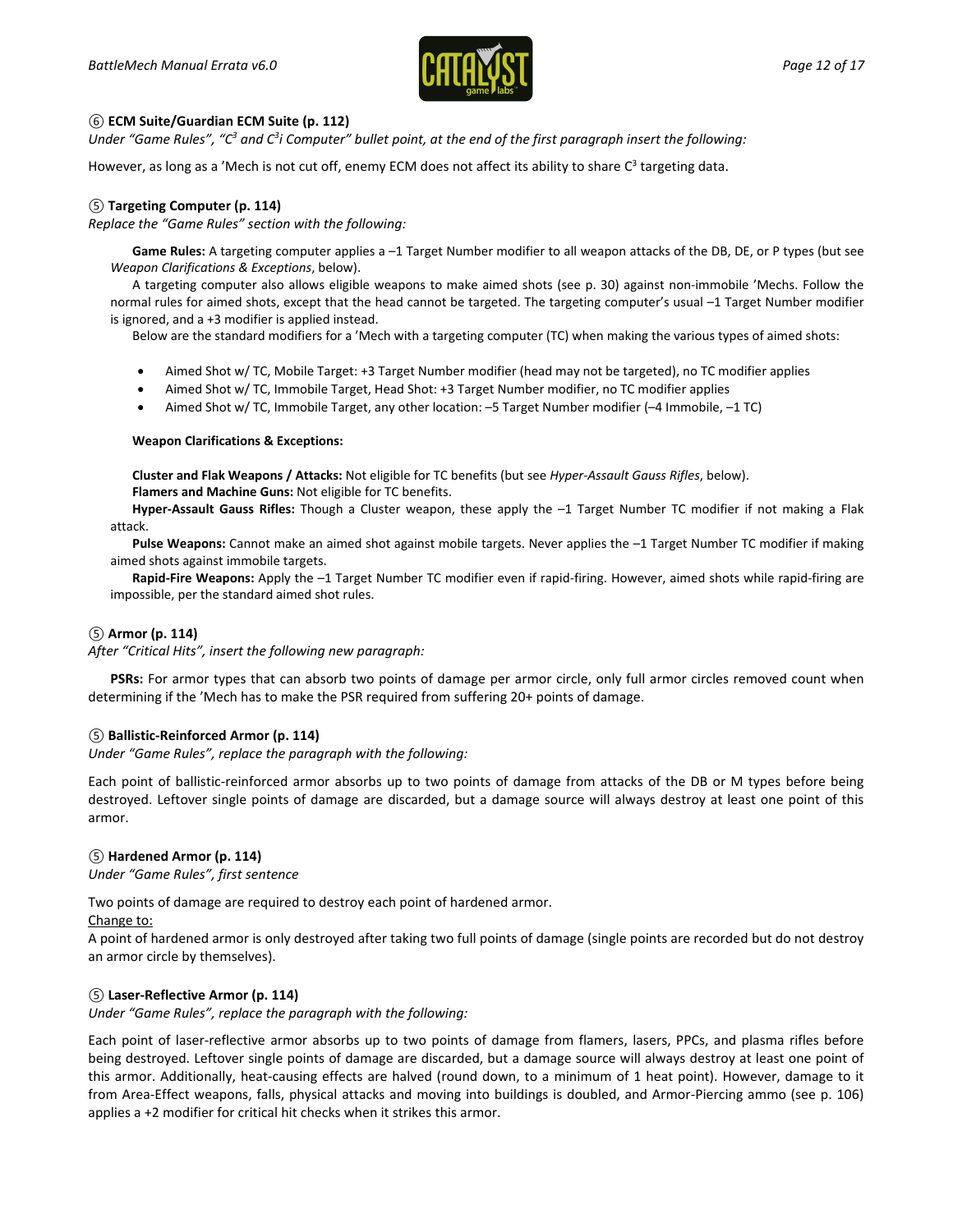### ⑥ ECM Suite/Guardian ECM Suite (p. 112)

*Under "Game Rules", "$C^3$ and $C^3$i Computer" bullet point, at the end of the first paragraph insert the following:*

However, as long as a 'Mech is not cut off, enemy ECM does not affect its ability to share $C^3$ targeting data.

### ⑤ Targeting Computer (p. 114)

*Replace the "Game Rules" section with the following:*

**Game Rules:** A targeting computer applies a –1 Target Number modifier to all weapon attacks of the DB, DE, or P types (but see *Weapon Clarifications & Exceptions*, below).

A targeting computer also allows eligible weapons to make aimed shots (see p. 30) against non-immobile 'Mechs. Follow the normal rules for aimed shots, except that the head cannot be targeted. The targeting computer's usual –1 Target Number modifier is ignored, and a +3 modifier is applied instead.

Below are the standard modifiers for a 'Mech with a targeting computer (TC) when making the various types of aimed shots:

- Aimed Shot w/ TC, Mobile Target: +3 Target Number modifier (head may not be targeted), no TC modifier applies
- Aimed Shot w/ TC, Immobile Target, Head Shot: +3 Target Number modifier, no TC modifier applies
- Aimed Shot w/ TC, Immobile Target, any other location: –5 Target Number modifier (–4 Immobile, –1 TC)

**Weapon Clarifications & Exceptions:**

**Cluster and Flak Weapons / Attacks:** Not eligible for TC benefits (but see *Hyper-Assault Gauss Rifles*, below).

**Flamers and Machine Guns:** Not eligible for TC benefits.

**Hyper-Assault Gauss Rifles:** Though a Cluster weapon, these apply the –1 Target Number TC modifier if not making a Flak attack.

**Pulse Weapons:** Cannot make an aimed shot against mobile targets. Never applies the –1 Target Number TC modifier if making aimed shots against immobile targets.

**Rapid-Fire Weapons:** Apply the –1 Target Number TC modifier even if rapid-firing. However, aimed shots while rapid-firing are impossible, per the standard aimed shot rules.

### ⑤ Armor (p. 114)

*After "Critical Hits", insert the following new paragraph:*

**PSRs:** For armor types that can absorb two points of damage per armor circle, only full armor circles removed count when determining if the 'Mech has to make the PSR required from suffering 20+ points of damage.

### ⑤ Ballistic-Reinforced Armor (p. 114)

*Under "Game Rules", replace the paragraph with the following:*

Each point of ballistic-reinforced armor absorbs up to two points of damage from attacks of the DB or M types before being destroyed. Leftover single points of damage are discarded, but a damage source will always destroy at least one point of this armor.

### ⑤ Hardened Armor (p. 114)

*Under "Game Rules", first sentence*

Two points of damage are required to destroy each point of hardened armor.

Change to:

A point of hardened armor is only destroyed after taking two full points of damage (single points are recorded but do not destroy an armor circle by themselves).

### ⑤ Laser-Reflective Armor (p. 114)

*Under "Game Rules", replace the paragraph with the following:*

Each point of laser-reflective armor absorbs up to two points of damage from flamers, lasers, PPCs, and plasma rifles before being destroyed. Leftover single points of damage are discarded, but a damage source will always destroy at least one point of this armor. Additionally, heat-causing effects are halved (round down, to a minimum of 1 heat point). However, damage to it from Area-Effect weapons, falls, physical attacks and moving into buildings is doubled, and Armor-Piercing ammo (see p. 106) applies a +2 modifier for critical hit checks when it strikes this armor.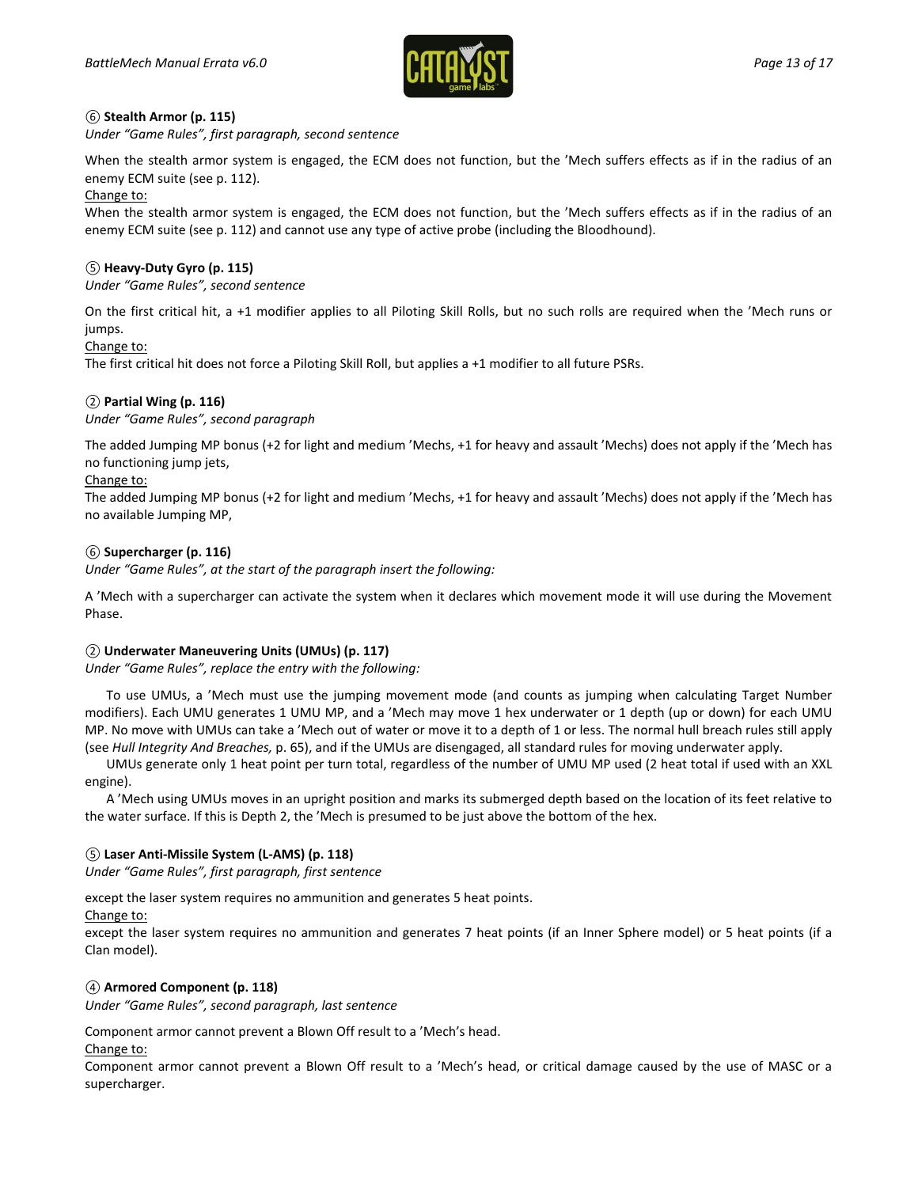⑥ **Stealth Armor (p. 115)**

*Under "Game Rules", first paragraph, second sentence*

When the stealth armor system is engaged, the ECM does not function, but the 'Mech suffers effects as if in the radius of an enemy ECM suite (see p. 112).

Change to:

When the stealth armor system is engaged, the ECM does not function, but the 'Mech suffers effects as if in the radius of an enemy ECM suite (see p. 112) and cannot use any type of active probe (including the Bloodhound).

⑤ **Heavy-Duty Gyro (p. 115)**

*Under "Game Rules", second sentence*

On the first critical hit, a +1 modifier applies to all Piloting Skill Rolls, but no such rolls are required when the 'Mech runs or jumps.

Change to:

The first critical hit does not force a Piloting Skill Roll, but applies a +1 modifier to all future PSRs.

② **Partial Wing (p. 116)**

*Under "Game Rules", second paragraph*

The added Jumping MP bonus (+2 for light and medium 'Mechs, +1 for heavy and assault 'Mechs) does not apply if the 'Mech has no functioning jump jets,

Change to:

The added Jumping MP bonus (+2 for light and medium 'Mechs, +1 for heavy and assault 'Mechs) does not apply if the 'Mech has no available Jumping MP,

⑥ **Supercharger (p. 116)**

*Under "Game Rules", at the start of the paragraph insert the following:*

A 'Mech with a supercharger can activate the system when it declares which movement mode it will use during the Movement Phase.

② **Underwater Maneuvering Units (UMUs) (p. 117)**

*Under "Game Rules", replace the entry with the following:*

To use UMUs, a 'Mech must use the jumping movement mode (and counts as jumping when calculating Target Number modifiers). Each UMU generates 1 UMU MP, and a 'Mech may move 1 hex underwater or 1 depth (up or down) for each UMU MP. No move with UMUs can take a 'Mech out of water or move it to a depth of 1 or less. The normal hull breach rules still apply (see *Hull Integrity And Breaches,* p. 65), and if the UMUs are disengaged, all standard rules for moving underwater apply.

UMUs generate only 1 heat point per turn total, regardless of the number of UMU MP used (2 heat total if used with an XXL engine).

A 'Mech using UMUs moves in an upright position and marks its submerged depth based on the location of its feet relative to the water surface. If this is Depth 2, the 'Mech is presumed to be just above the bottom of the hex.

⑤ **Laser Anti-Missile System (L-AMS) (p. 118)**

*Under "Game Rules", first paragraph, first sentence*

except the laser system requires no ammunition and generates 5 heat points.

Change to:

except the laser system requires no ammunition and generates 7 heat points (if an Inner Sphere model) or 5 heat points (if a Clan model).

④ **Armored Component (p. 118)**

*Under "Game Rules", second paragraph, last sentence*

Component armor cannot prevent a Blown Off result to a 'Mech's head.

Change to:

Component armor cannot prevent a Blown Off result to a 'Mech's head, or critical damage caused by the use of MASC or a supercharger.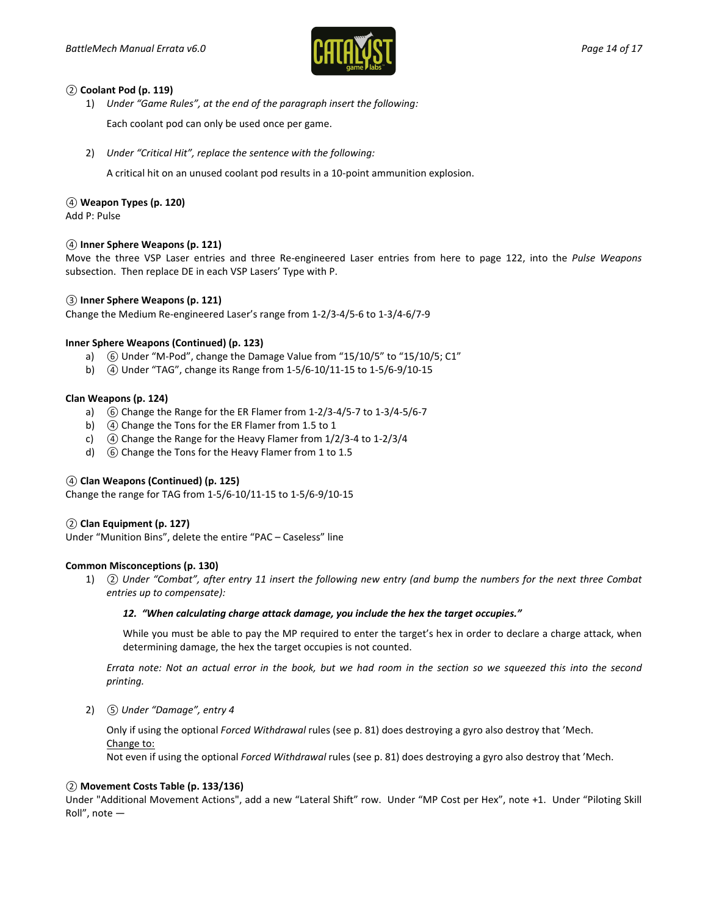**② Coolant Pod (p. 119)**

1) *Under "Game Rules", at the end of the paragraph insert the following:*

   Each coolant pod can only be used once per game.

2) *Under "Critical Hit", replace the sentence with the following:*

   A critical hit on an unused coolant pod results in a 10-point ammunition explosion.

**④ Weapon Types (p. 120)**
Add P: Pulse

**④ Inner Sphere Weapons (p. 121)**
Move the three VSP Laser entries and three Re-engineered Laser entries from here to page 122, into the *Pulse Weapons* subsection. Then replace DE in each VSP Lasers' Type with P.

**③ Inner Sphere Weapons (p. 121)**
Change the Medium Re-engineered Laser's range from 1-2/3-4/5-6 to 1-3/4-6/7-9

**Inner Sphere Weapons (Continued) (p. 123)**

a) ⑥ Under "M-Pod", change the Damage Value from "15/10/5" to "15/10/5; C1"
b) ④ Under "TAG", change its Range from 1-5/6-10/11-15 to 1-5/6-9/10-15

**Clan Weapons (p. 124)**

a) ⑥ Change the Range for the ER Flamer from 1-2/3-4/5-7 to 1-3/4-5/6-7
b) ④ Change the Tons for the ER Flamer from 1.5 to 1
c) ④ Change the Range for the Heavy Flamer from 1/2/3-4 to 1-2/3/4
d) ⑥ Change the Tons for the Heavy Flamer from 1 to 1.5

**④ Clan Weapons (Continued) (p. 125)**
Change the range for TAG from 1-5/6-10/11-15 to 1-5/6-9/10-15

**② Clan Equipment (p. 127)**
Under "Munition Bins", delete the entire "PAC – Caseless" line

**Common Misconceptions (p. 130)**

1) ② *Under "Combat", after entry 11 insert the following new entry (and bump the numbers for the next three Combat entries up to compensate):*

   ***12. "When calculating charge attack damage, you include the hex the target occupies."***

   While you must be able to pay the MP required to enter the target's hex in order to declare a charge attack, when determining damage, the hex the target occupies is not counted.

   *Errata note: Not an actual error in the book, but we had room in the section so we squeezed this into the second printing.*

2) ⑤ *Under "Damage", entry 4*

   Only if using the optional *Forced Withdrawal* rules (see p. 81) does destroying a gyro also destroy that 'Mech.
   Change to:
   Not even if using the optional *Forced Withdrawal* rules (see p. 81) does destroying a gyro also destroy that 'Mech.

**② Movement Costs Table (p. 133/136)**
Under "Additional Movement Actions", add a new "Lateral Shift" row. Under "MP Cost per Hex", note +1. Under "Piloting Skill Roll", note —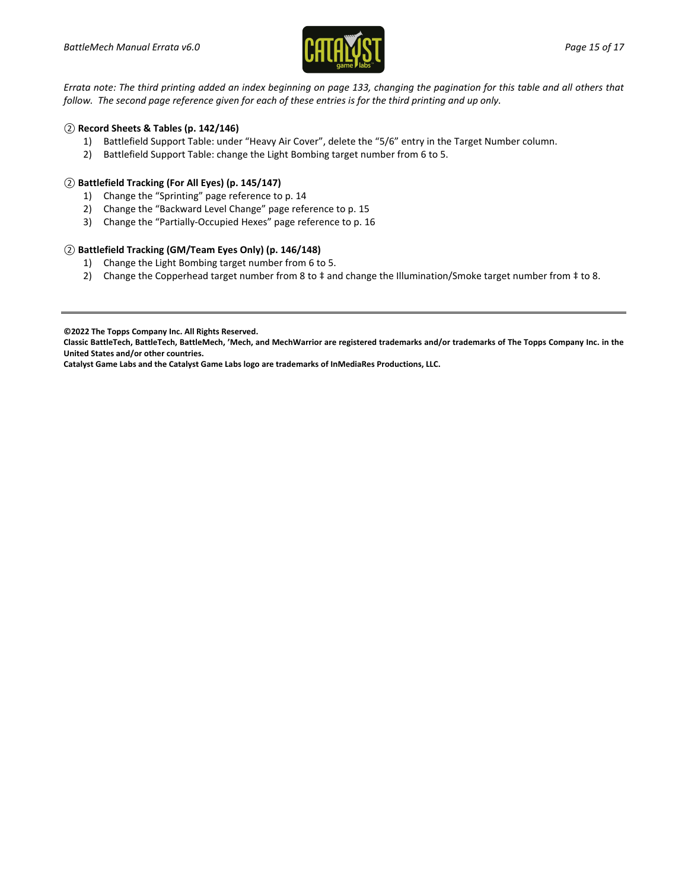*Errata note: The third printing added an index beginning on page 133, changing the pagination for this table and all others that follow. The second page reference given for each of these entries is for the third printing and up only.*

② **Record Sheets & Tables (p. 142/146)**

1) Battlefield Support Table: under "Heavy Air Cover", delete the "5/6" entry in the Target Number column.
2) Battlefield Support Table: change the Light Bombing target number from 6 to 5.

② **Battlefield Tracking (For All Eyes) (p. 145/147)**

1) Change the "Sprinting" page reference to p. 14
2) Change the "Backward Level Change" page reference to p. 15
3) Change the "Partially-Occupied Hexes" page reference to p. 16

② **Battlefield Tracking (GM/Team Eyes Only) (p. 146/148)**

1) Change the Light Bombing target number from 6 to 5.
2) Change the Copperhead target number from 8 to ‡ and change the Illumination/Smoke target number from ‡ to 8.

---

**©2022 The Topps Company Inc. All Rights Reserved.**

**Classic BattleTech, BattleTech, BattleMech, 'Mech, and MechWarrior are registered trademarks and/or trademarks of The Topps Company Inc. in the United States and/or other countries.**

**Catalyst Game Labs and the Catalyst Game Labs logo are trademarks of InMediaRes Productions, LLC.**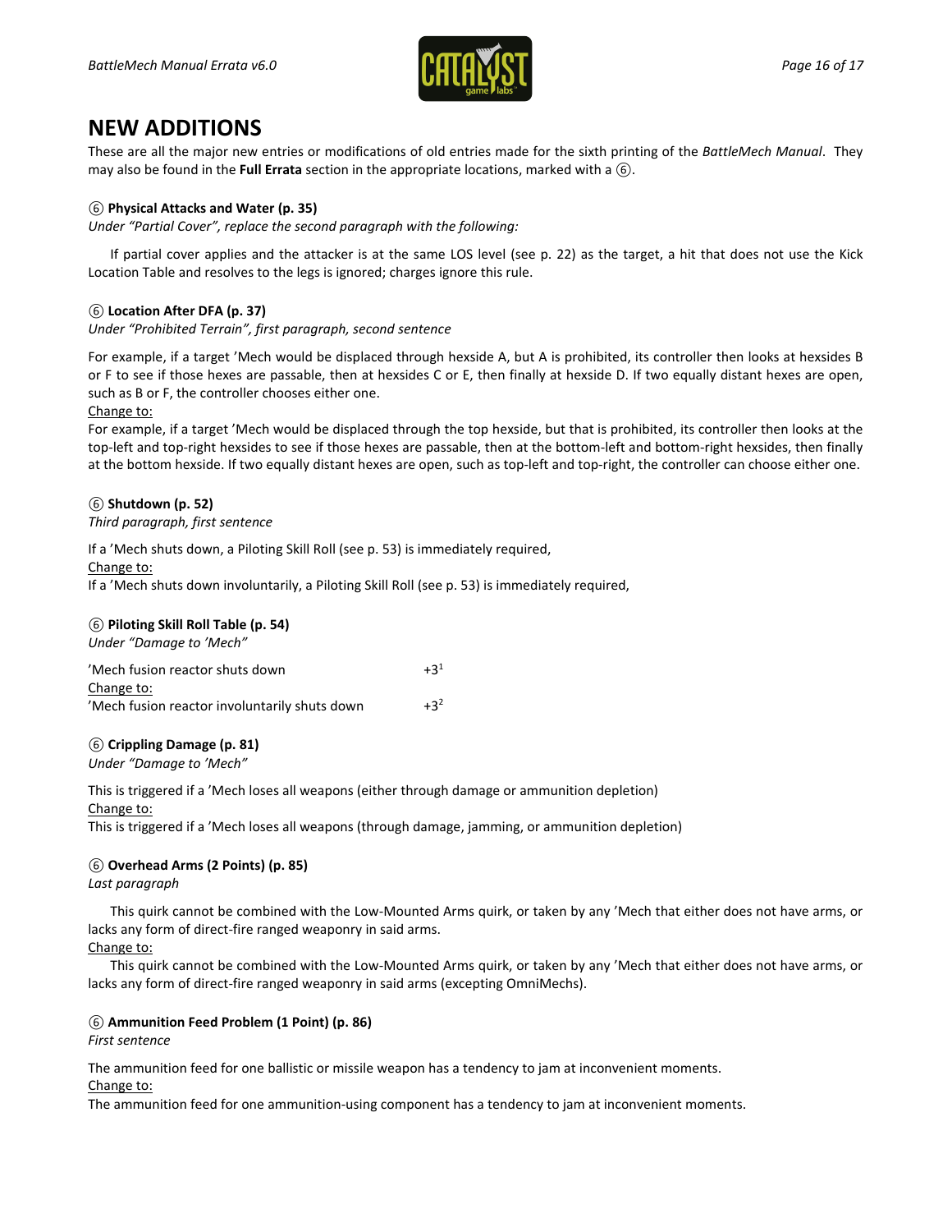# NEW ADDITIONS

These are all the major new entries or modifications of old entries made for the sixth printing of the *BattleMech Manual*. They may also be found in the **Full Errata** section in the appropriate locations, marked with a ⑥.

⑥ **Physical Attacks and Water (p. 35)**

*Under "Partial Cover", replace the second paragraph with the following:*

If partial cover applies and the attacker is at the same LOS level (see p. 22) as the target, a hit that does not use the Kick Location Table and resolves to the legs is ignored; charges ignore this rule.

⑥ **Location After DFA (p. 37)**

*Under "Prohibited Terrain", first paragraph, second sentence*

For example, if a target 'Mech would be displaced through hexside A, but A is prohibited, its controller then looks at hexsides B or F to see if those hexes are passable, then at hexsides C or E, then finally at hexside D. If two equally distant hexes are open, such as B or F, the controller chooses either one.

Change to:

For example, if a target 'Mech would be displaced through the top hexside, but that is prohibited, its controller then looks at the top-left and top-right hexsides to see if those hexes are passable, then at the bottom-left and bottom-right hexsides, then finally at the bottom hexside. If two equally distant hexes are open, such as top-left and top-right, the controller can choose either one.

⑥ **Shutdown (p. 52)**

*Third paragraph, first sentence*

If a 'Mech shuts down, a Piloting Skill Roll (see p. 53) is immediately required,

Change to:

If a 'Mech shuts down involuntarily, a Piloting Skill Roll (see p. 53) is immediately required,

⑥ **Piloting Skill Roll Table (p. 54)**

*Under "Damage to 'Mech"*

'Mech fusion reactor shuts down +3[1]

Change to:

'Mech fusion reactor involuntarily shuts down +3[2]

⑥ **Crippling Damage (p. 81)**

*Under "Damage to 'Mech"*

This is triggered if a 'Mech loses all weapons (either through damage or ammunition depletion)

Change to:

This is triggered if a 'Mech loses all weapons (through damage, jamming, or ammunition depletion)

⑥ **Overhead Arms (2 Points) (p. 85)**

*Last paragraph*

This quirk cannot be combined with the Low-Mounted Arms quirk, or taken by any 'Mech that either does not have arms, or lacks any form of direct-fire ranged weaponry in said arms.

Change to:

This quirk cannot be combined with the Low-Mounted Arms quirk, or taken by any 'Mech that either does not have arms, or lacks any form of direct-fire ranged weaponry in said arms (excepting OmniMechs).

⑥ **Ammunition Feed Problem (1 Point) (p. 86)**

*First sentence*

The ammunition feed for one ballistic or missile weapon has a tendency to jam at inconvenient moments.

Change to:

The ammunition feed for one ammunition-using component has a tendency to jam at inconvenient moments.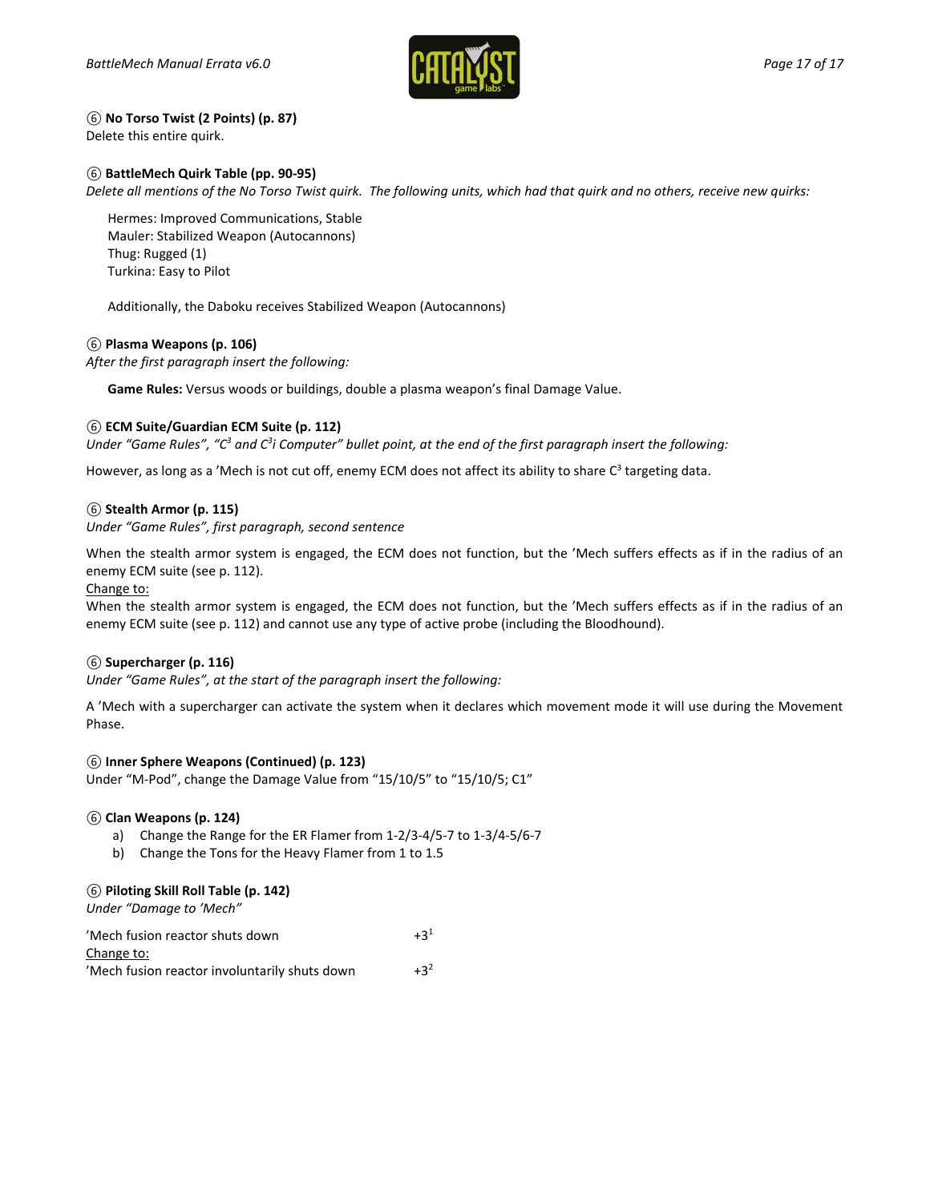**⑥ No Torso Twist (2 Points) (p. 87)**

Delete this entire quirk.

**⑥ BattleMech Quirk Table (pp. 90-95)**

*Delete all mentions of the No Torso Twist quirk. The following units, which had that quirk and no others, receive new quirks:*

Hermes: Improved Communications, Stable
Mauler: Stabilized Weapon (Autocannons)
Thug: Rugged (1)
Turkina: Easy to Pilot

Additionally, the Daboku receives Stabilized Weapon (Autocannons)

**⑥ Plasma Weapons (p. 106)**

*After the first paragraph insert the following:*

**Game Rules:** Versus woods or buildings, double a plasma weapon's final Damage Value.

**⑥ ECM Suite/Guardian ECM Suite (p. 112)**

*Under "Game Rules", "$C^3$ and $C^3$i Computer" bullet point, at the end of the first paragraph insert the following:*

However, as long as a 'Mech is not cut off, enemy ECM does not affect its ability to share $C^3$ targeting data.

**⑥ Stealth Armor (p. 115)**

*Under "Game Rules", first paragraph, second sentence*

When the stealth armor system is engaged, the ECM does not function, but the 'Mech suffers effects as if in the radius of an enemy ECM suite (see p. 112).

Change to:

When the stealth armor system is engaged, the ECM does not function, but the 'Mech suffers effects as if in the radius of an enemy ECM suite (see p. 112) and cannot use any type of active probe (including the Bloodhound).

**⑥ Supercharger (p. 116)**

*Under "Game Rules", at the start of the paragraph insert the following:*

A 'Mech with a supercharger can activate the system when it declares which movement mode it will use during the Movement Phase.

**⑥ Inner Sphere Weapons (Continued) (p. 123)**

Under "M-Pod", change the Damage Value from "15/10/5" to "15/10/5; C1"

**⑥ Clan Weapons (p. 124)**

a) Change the Range for the ER Flamer from 1-2/3-4/5-7 to 1-3/4-5/6-7
b) Change the Tons for the Heavy Flamer from 1 to 1.5

**⑥ Piloting Skill Roll Table (p. 142)**

*Under "Damage to 'Mech"*

'Mech fusion reactor shuts down +3[1]

Change to:

'Mech fusion reactor involuntarily shuts down +3[2]